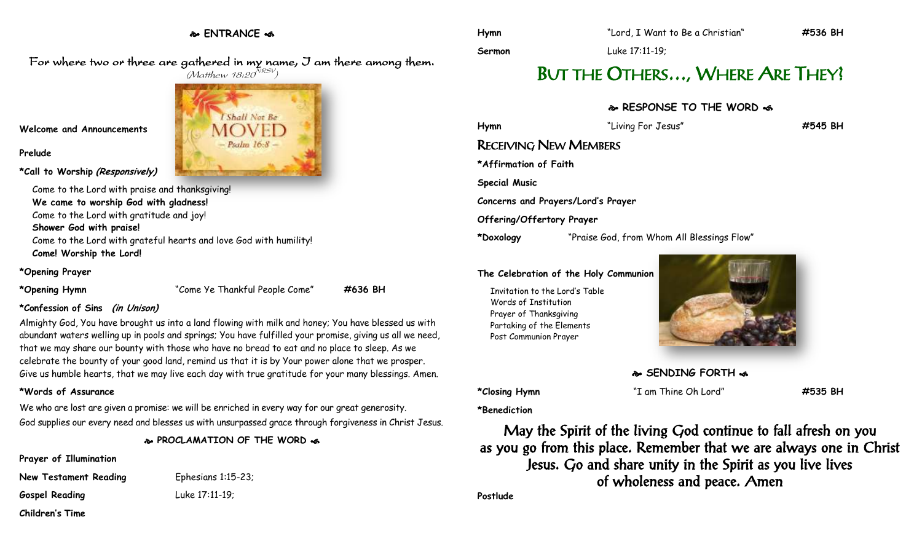## ENTRANCE

*For where two or three are gathered in my name, I am there among them.*
*(Matthew 18:20 NRSV)*

**Welcome and Announcements**

**Prelude**

**\*Call to Worship *(Responsively)***

Come to the Lord with praise and thanksgiving!
**We came to worship God with gladness!**
Come to the Lord with gratitude and joy!
**Shower God with praise!**
Come to the Lord with grateful hearts and love God with humility!
**Come! Worship the Lord!**

**\*Opening Prayer**

**\*Opening Hymn** "Come Ye Thankful People Come" **#636 BH**

**\*Confession of Sins *(in Unison)***

Almighty God, You have brought us into a land flowing with milk and honey; You have blessed us with abundant waters welling up in pools and springs; You have fulfilled your promise, giving us all we need, that we may share our bounty with those who have no bread to eat and no place to sleep. As we celebrate the bounty of your good land, remind us that it is by Your power alone that we prosper. Give us humble hearts, that we may live each day with true gratitude for your many blessings. Amen.

**\*Words of Assurance**

We who are lost are given a promise: we will be enriched in every way for our great generosity. God supplies our every need and blesses us with unsurpassed grace through forgiveness in Christ Jesus.

## PROCLAMATION OF THE WORD

**Prayer of Illumination**

**New Testament Reading** Ephesians 1:15-23;

**Gospel Reading** Luke 17:11-19;

**Children's Time**

**Hymn** "Lord, I Want to Be a Christian" **#536 BH**

**Sermon** Luke 17:11-19;

# BUT THE OTHERS…, WHERE ARE THEY?

## RESPONSE TO THE WORD

**Hymn** "Living For Jesus" **#545 BH**

### RECEIVING NEW MEMBERS

**\*Affirmation of Faith**

**Special Music**

**Concerns and Prayers/Lord's Prayer**

**Offering/Offertory Prayer**

**\*Doxology** "Praise God, from Whom All Blessings Flow"

**The Celebration of the Holy Communion**

Invitation to the Lord's Table
Words of Institution
Prayer of Thanksgiving
Partaking of the Elements
Post Communion Prayer

## SENDING FORTH

**\*Closing Hymn** "I am Thine Oh Lord" **#535 BH**

**\*Benediction**

May the Spirit of the living God continue to fall afresh on you as you go from this place. Remember that we are always one in Christ Jesus. Go and share unity in the Spirit as you live lives of wholeness and peace. Amen

**Postlude**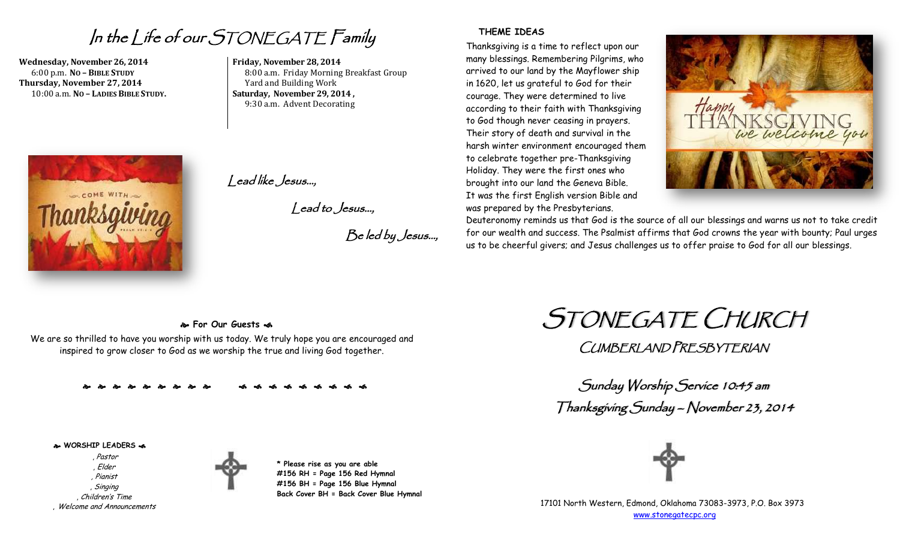# In the Life of our STONEGATE Family

**Wednesday, November 26, 2014**
6:00 p.m. **No – Bible Study**

**Thursday, November 27, 2014**
10:00 a.m. **No – Ladies Bible Study.**

**Friday, November 28, 2014**
8:00 a.m. Friday Morning Breakfast Group
Yard and Building Work

**Saturday, November 29, 2014 ,**
9:30 a.m. Advent Decorating

*Lead like Jesus...,*

*Lead to Jesus...,*

*Be led by Jesus...,*

**❧ For Our Guests ☙**

We are so thrilled to have you worship with us today. We truly hope you are encouraged and inspired to grow closer to God as we worship the true and living God together.

❧ ❧ ❧ ❧ ❧ ❧ ❧ ❧ ❧ ❧ ☙ ☙ ☙ ☙ ☙ ☙ ☙ ☙ ☙ ☙

**❧ WORSHIP LEADERS ☙**

*, Pastor*
*, Elder*
*, Pianist*
*, Singing*
*, Children's Time*
*, Welcome and Announcements*

**\* Please rise as you are able**
**#156 RH = Page 156 Red Hymnal**
**#156 BH = Page 156 Blue Hymnal**
**Back Cover BH = Back Cover Blue Hymnal**

**THEME IDEAS**

Thanksgiving is a time to reflect upon our many blessings. Remembering Pilgrims, who arrived to our land by the Mayflower ship in 1620, let us grateful to God for their courage. They were determined to live according to their faith with Thanksgiving to God though never ceasing in prayers. Their story of death and survival in the harsh winter environment encouraged them to celebrate together pre-Thanksgiving Holiday. They were the first ones who brought into our land the Geneva Bible. It was the first English version Bible and was prepared by the Presbyterians.
Deuteronomy reminds us that God is the source of all our blessings and warns us not to take credit for our wealth and success. The Psalmist affirms that God crowns the year with bounty; Paul urges us to be cheerful givers; and Jesus challenges us to offer praise to God for all our blessings.

# STONEGATE CHURCH

## CUMBERLAND PRESBYTERIAN

*Sunday Worship Service 10:45 am*

*Thanksgiving Sunday – November 23, 2014*

17101 North Western, Edmond, Oklahoma 73083-3973, P.O. Box 3973
www.stonegatecpc.org